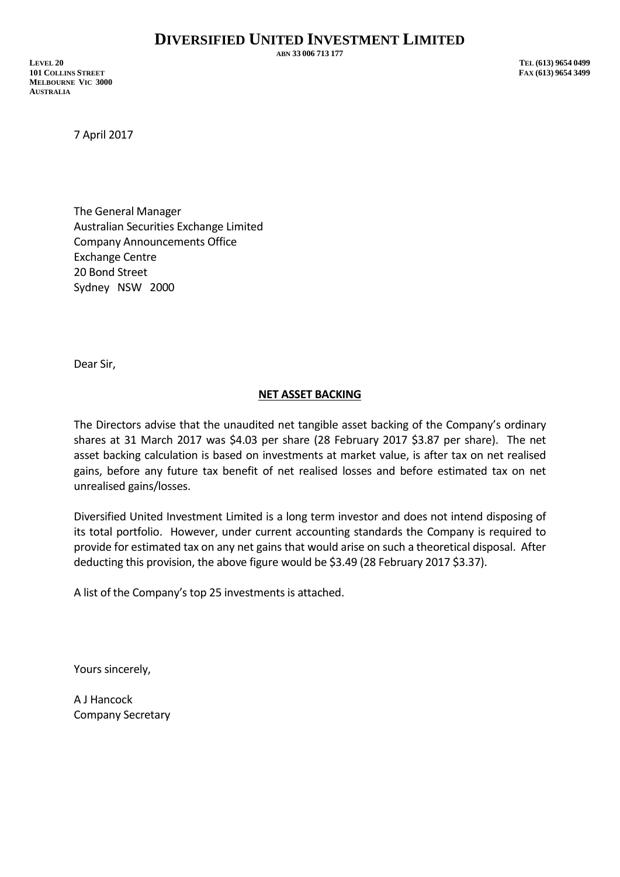# DIVERSIFIED UNITED INVESTMENT LIMITED

ABN 33 006 713 177

LEVEL 20
101 COLLINS STREET
MELBOURNE VIC 3000
AUSTRALIA

TEL (613) 9654 0499
FAX (613) 9654 3499

7 April 2017

The General Manager
Australian Securities Exchange Limited
Company Announcements Office
Exchange Centre
20 Bond Street
Sydney NSW 2000

Dear Sir,

**NET ASSET BACKING**

The Directors advise that the unaudited net tangible asset backing of the Company's ordinary shares at 31 March 2017 was $4.03 per share (28 February 2017 $3.87 per share). The net asset backing calculation is based on investments at market value, is after tax on net realised gains, before any future tax benefit of net realised losses and before estimated tax on net unrealised gains/losses.

Diversified United Investment Limited is a long term investor and does not intend disposing of its total portfolio. However, under current accounting standards the Company is required to provide for estimated tax on any net gains that would arise on such a theoretical disposal. After deducting this provision, the above figure would be $3.49 (28 February 2017 $3.37).

A list of the Company's top 25 investments is attached.

Yours sincerely,

A J Hancock
Company Secretary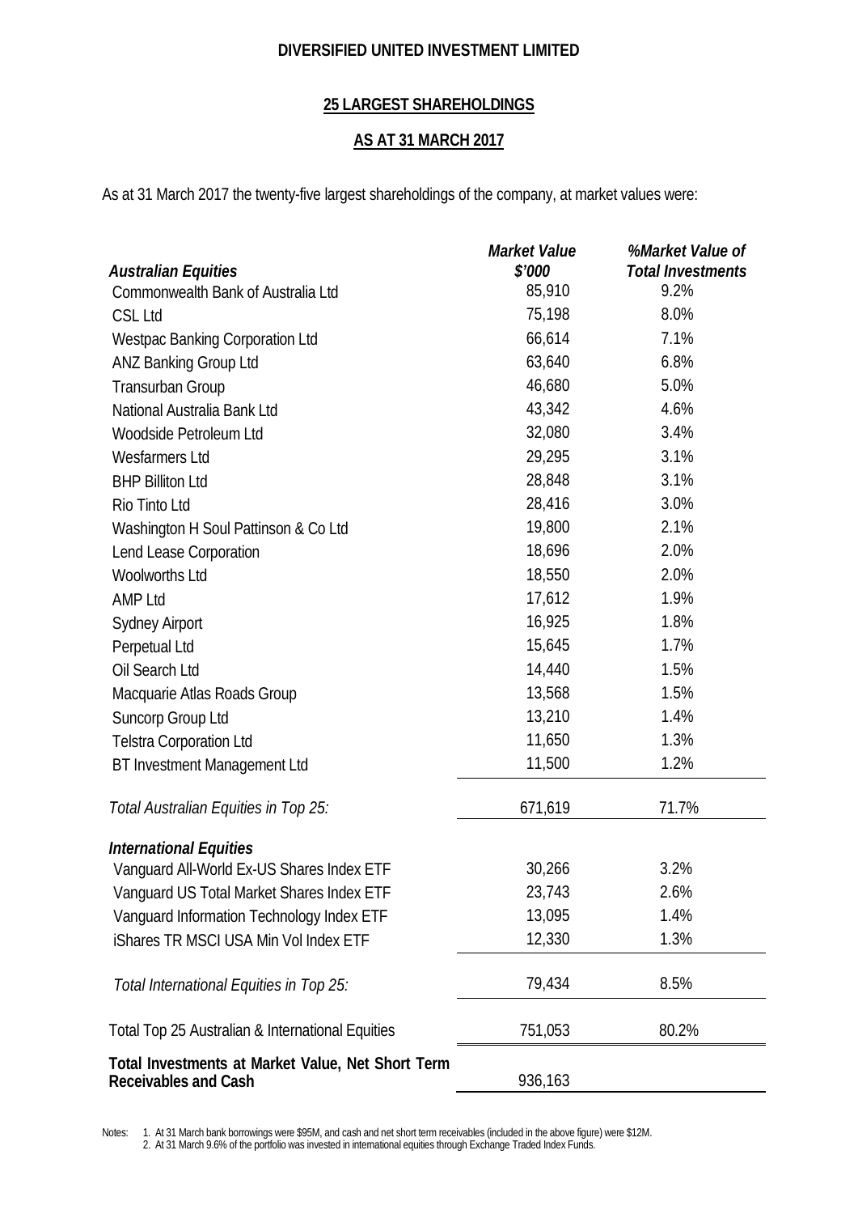**DIVERSIFIED UNITED INVESTMENT LIMITED**

**25 LARGEST SHAREHOLDINGS**

**AS AT 31 MARCH 2017**

As at 31 March 2017 the twenty-five largest shareholdings of the company, at market values were:

| ***Australian Equities*** | ***Market Value $'000*** | ***%Market Value of Total Investments*** |
|---|---|---|
| Commonwealth Bank of Australia Ltd | 85,910 | 9.2% |
| CSL Ltd | 75,198 | 8.0% |
| Westpac Banking Corporation Ltd | 66,614 | 7.1% |
| ANZ Banking Group Ltd | 63,640 | 6.8% |
| Transurban Group | 46,680 | 5.0% |
| National Australia Bank Ltd | 43,342 | 4.6% |
| Woodside Petroleum Ltd | 32,080 | 3.4% |
| Wesfarmers Ltd | 29,295 | 3.1% |
| BHP Billiton Ltd | 28,848 | 3.1% |
| Rio Tinto Ltd | 28,416 | 3.0% |
| Washington H Soul Pattinson & Co Ltd | 19,800 | 2.1% |
| Lend Lease Corporation | 18,696 | 2.0% |
| Woolworths Ltd | 18,550 | 2.0% |
| AMP Ltd | 17,612 | 1.9% |
| Sydney Airport | 16,925 | 1.8% |
| Perpetual Ltd | 15,645 | 1.7% |
| Oil Search Ltd | 14,440 | 1.5% |
| Macquarie Atlas Roads Group | 13,568 | 1.5% |
| Suncorp Group Ltd | 13,210 | 1.4% |
| Telstra Corporation Ltd | 11,650 | 1.3% |
| BT Investment Management Ltd | 11,500 | 1.2% |
| *Total Australian Equities in Top 25:* | 671,619 | 71.7% |
| ***International Equities*** | | |
| Vanguard All-World Ex-US Shares Index ETF | 30,266 | 3.2% |
| Vanguard US Total Market Shares Index ETF | 23,743 | 2.6% |
| Vanguard Information Technology Index ETF | 13,095 | 1.4% |
| iShares TR MSCI USA Min Vol Index ETF | 12,330 | 1.3% |
| *Total International Equities in Top 25:* | 79,434 | 8.5% |
| Total Top 25 Australian & International Equities | 751,053 | 80.2% |
| **Total Investments at Market Value, Net Short Term Receivables and Cash** | 936,163 | |

Notes:
1. At 31 March bank borrowings were $95M, and cash and net short term receivables (included in the above figure) were $12M.
2. At 31 March 9.6% of the portfolio was invested in international equities through Exchange Traded Index Funds.